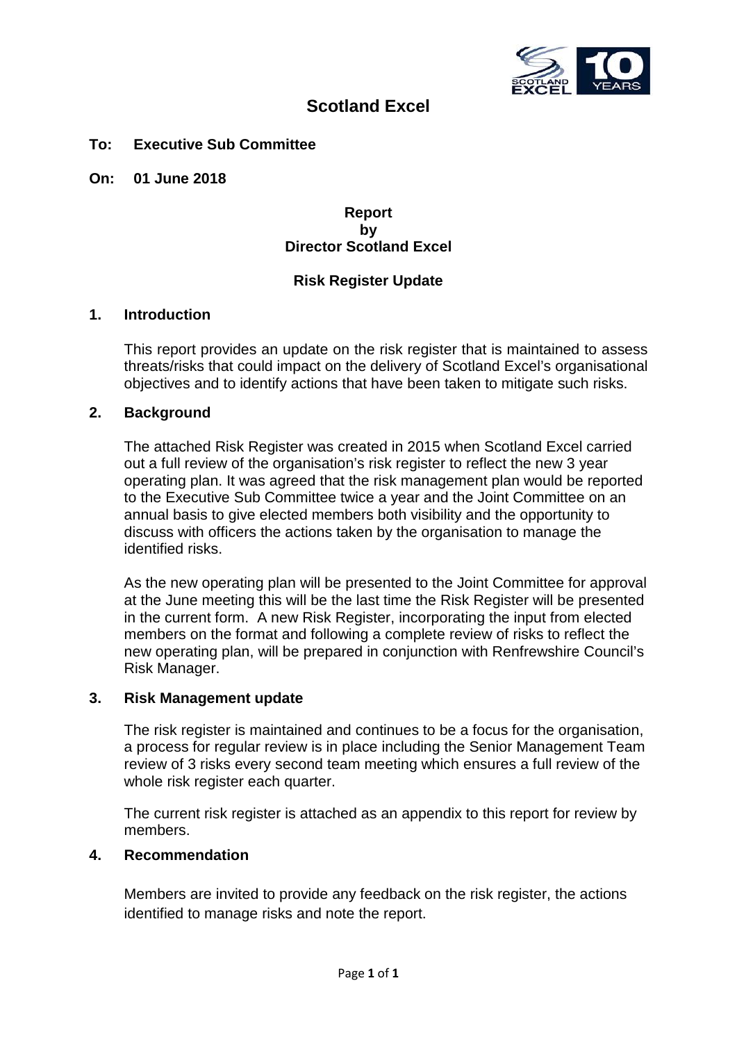# Scotland Excel

**To: Executive Sub Committee**

**On: 01 June 2018**

**Report**
**by**
**Director Scotland Excel**

**Risk Register Update**

## 1. Introduction

This report provides an update on the risk register that is maintained to assess threats/risks that could impact on the delivery of Scotland Excel's organisational objectives and to identify actions that have been taken to mitigate such risks.

## 2. Background

The attached Risk Register was created in 2015 when Scotland Excel carried out a full review of the organisation's risk register to reflect the new 3 year operating plan. It was agreed that the risk management plan would be reported to the Executive Sub Committee twice a year and the Joint Committee on an annual basis to give elected members both visibility and the opportunity to discuss with officers the actions taken by the organisation to manage the identified risks.

As the new operating plan will be presented to the Joint Committee for approval at the June meeting this will be the last time the Risk Register will be presented in the current form. A new Risk Register, incorporating the input from elected members on the format and following a complete review of risks to reflect the new operating plan, will be prepared in conjunction with Renfrewshire Council's Risk Manager.

## 3. Risk Management update

The risk register is maintained and continues to be a focus for the organisation, a process for regular review is in place including the Senior Management Team review of 3 risks every second team meeting which ensures a full review of the whole risk register each quarter.

The current risk register is attached as an appendix to this report for review by members.

## 4. Recommendation

Members are invited to provide any feedback on the risk register, the actions identified to manage risks and note the report.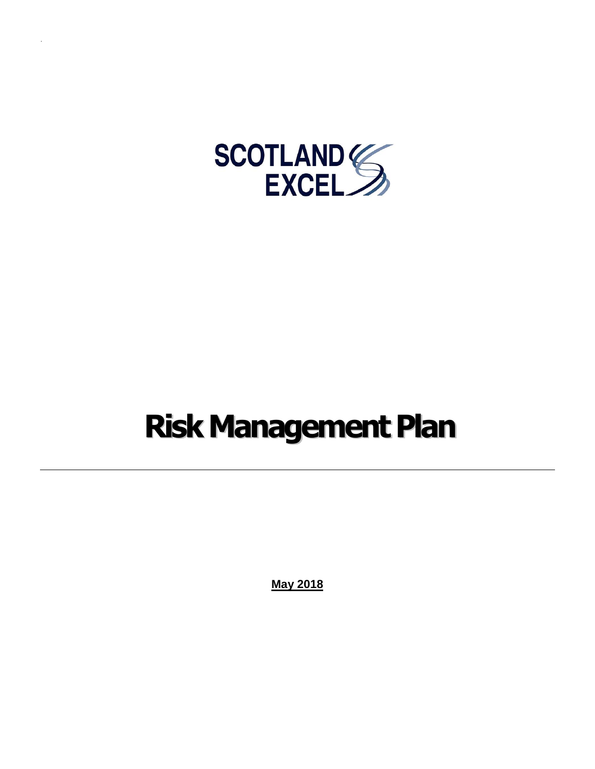SCOTLAND EXCEL

# Risk Management Plan

---

**May 2018**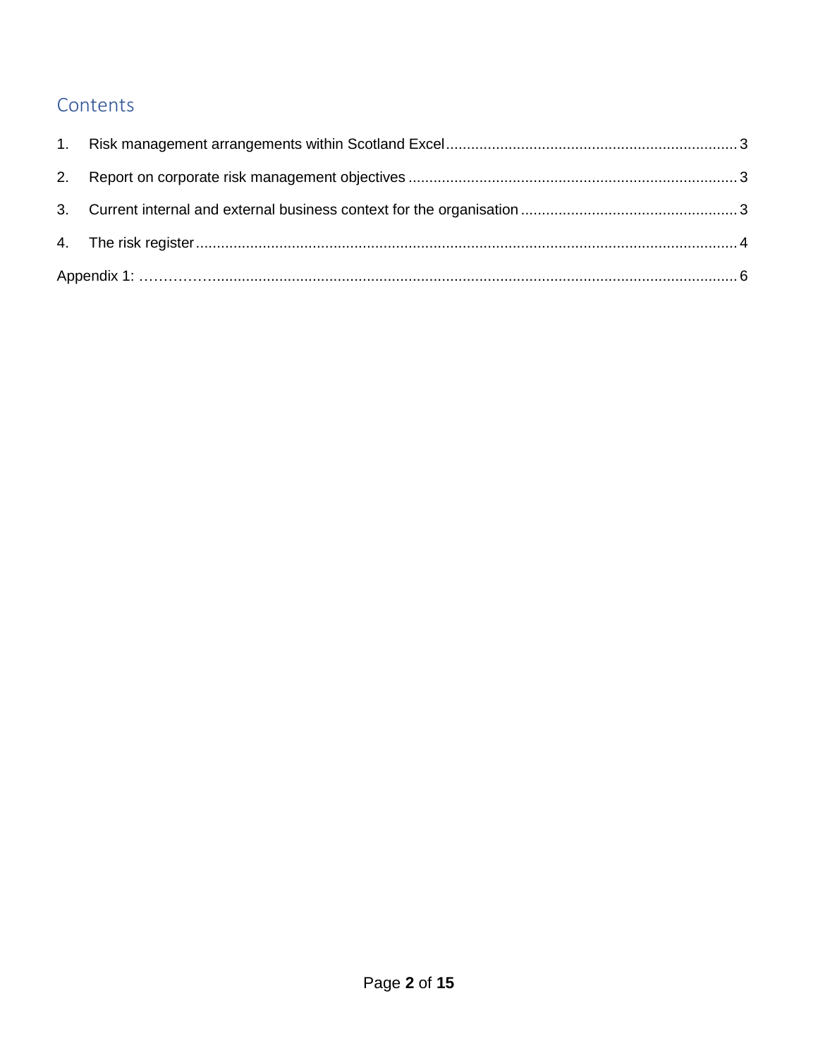## Contents

1. Risk management arrangements within Scotland Excel ..... 3
2. Report on corporate risk management objectives ..... 3
3. Current internal and external business context for the organisation ..... 3
4. The risk register ..... 4

Appendix 1: ..... 6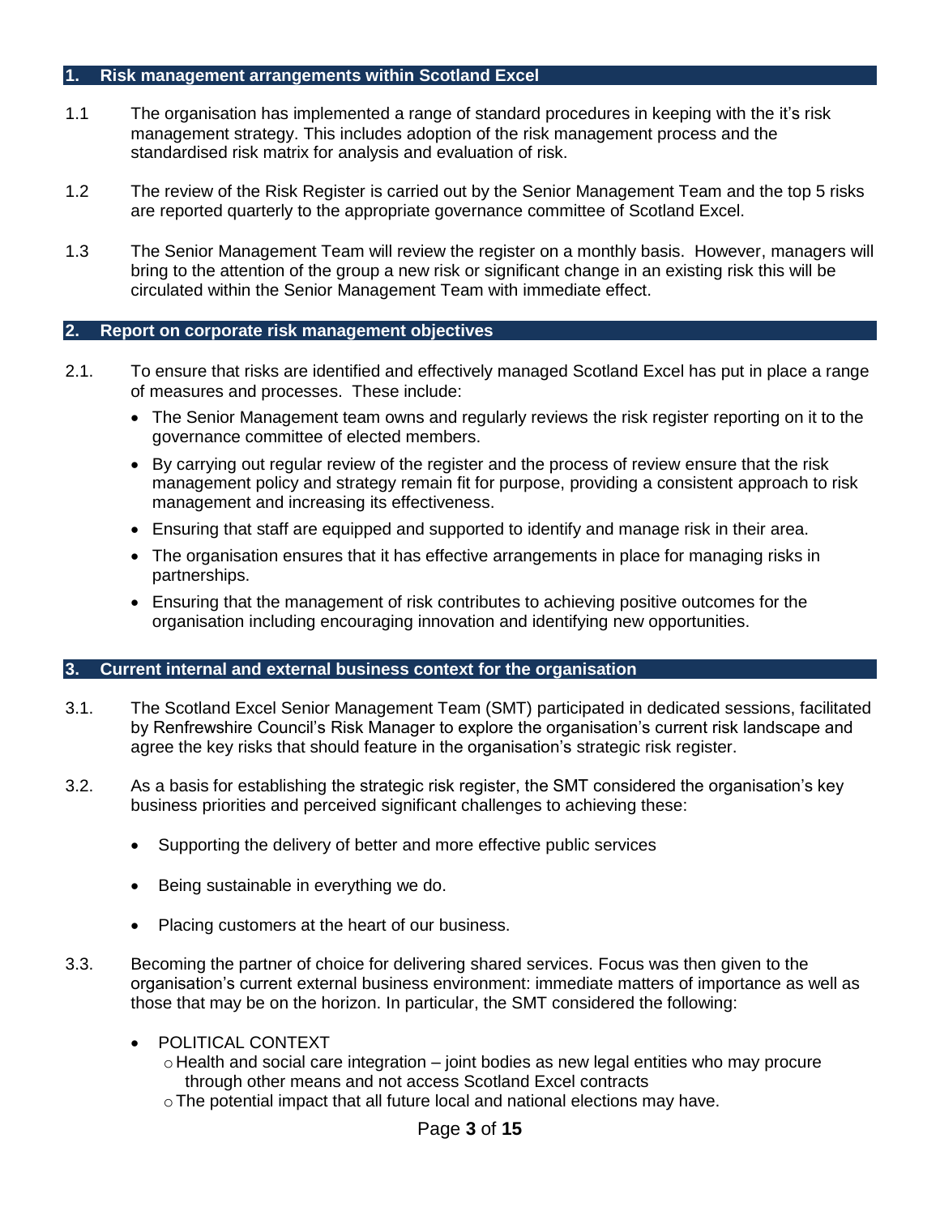## 1. Risk management arrangements within Scotland Excel

1.1 The organisation has implemented a range of standard procedures in keeping with the it's risk management strategy. This includes adoption of the risk management process and the standardised risk matrix for analysis and evaluation of risk.

1.2 The review of the Risk Register is carried out by the Senior Management Team and the top 5 risks are reported quarterly to the appropriate governance committee of Scotland Excel.

1.3 The Senior Management Team will review the register on a monthly basis. However, managers will bring to the attention of the group a new risk or significant change in an existing risk this will be circulated within the Senior Management Team with immediate effect.

## 2. Report on corporate risk management objectives

2.1. To ensure that risks are identified and effectively managed Scotland Excel has put in place a range of measures and processes. These include:

- The Senior Management team owns and regularly reviews the risk register reporting on it to the governance committee of elected members.
- By carrying out regular review of the register and the process of review ensure that the risk management policy and strategy remain fit for purpose, providing a consistent approach to risk management and increasing its effectiveness.
- Ensuring that staff are equipped and supported to identify and manage risk in their area.
- The organisation ensures that it has effective arrangements in place for managing risks in partnerships.
- Ensuring that the management of risk contributes to achieving positive outcomes for the organisation including encouraging innovation and identifying new opportunities.

## 3. Current internal and external business context for the organisation

3.1. The Scotland Excel Senior Management Team (SMT) participated in dedicated sessions, facilitated by Renfrewshire Council's Risk Manager to explore the organisation's current risk landscape and agree the key risks that should feature in the organisation's strategic risk register.

3.2. As a basis for establishing the strategic risk register, the SMT considered the organisation's key business priorities and perceived significant challenges to achieving these:

- Supporting the delivery of better and more effective public services
- Being sustainable in everything we do.
- Placing customers at the heart of our business.

3.3. Becoming the partner of choice for delivering shared services. Focus was then given to the organisation's current external business environment: immediate matters of importance as well as those that may be on the horizon. In particular, the SMT considered the following:

- POLITICAL CONTEXT
  - Health and social care integration – joint bodies as new legal entities who may procure through other means and not access Scotland Excel contracts
  - The potential impact that all future local and national elections may have.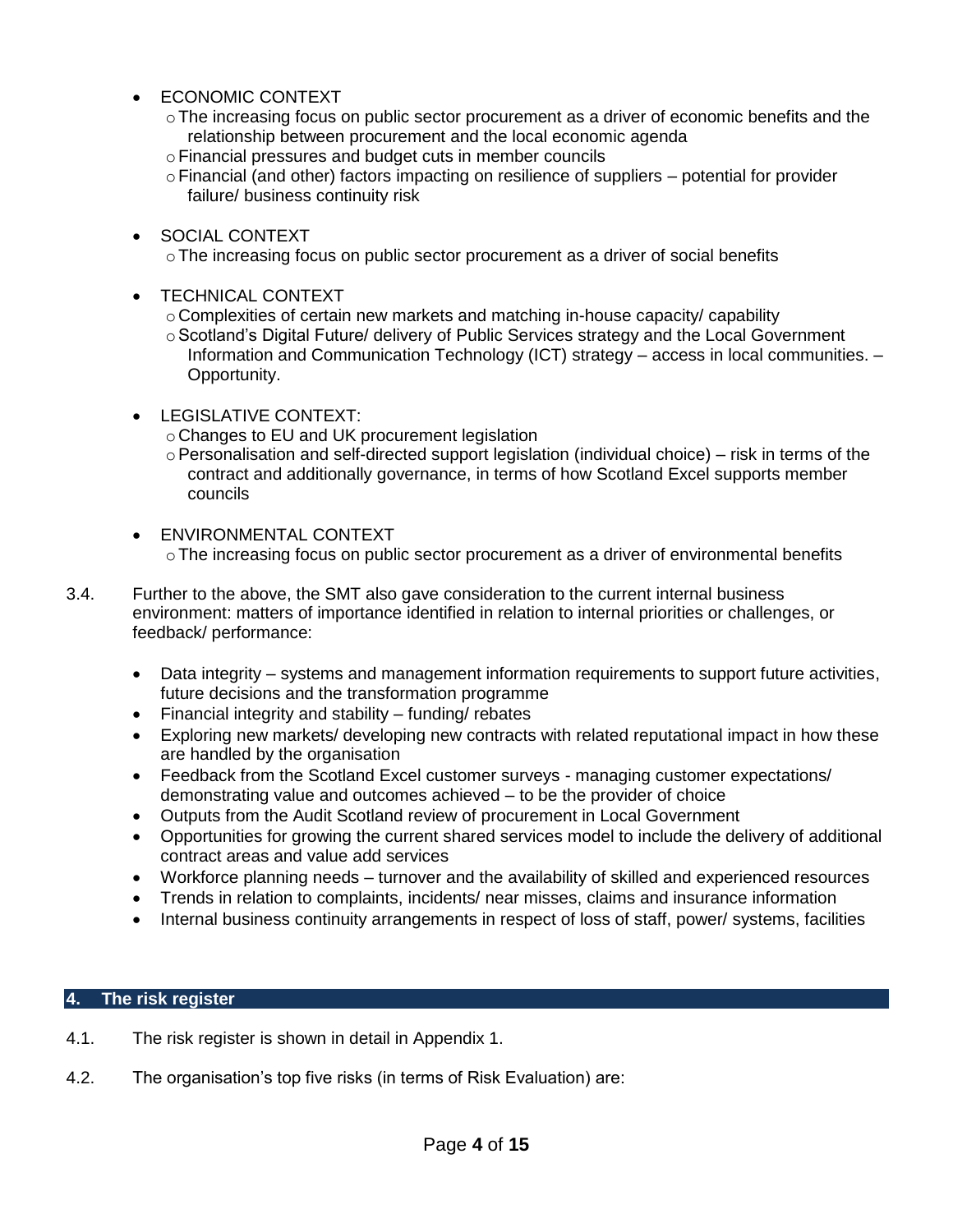- ECONOMIC CONTEXT
  - The increasing focus on public sector procurement as a driver of economic benefits and the relationship between procurement and the local economic agenda
  - Financial pressures and budget cuts in member councils
  - Financial (and other) factors impacting on resilience of suppliers – potential for provider failure/ business continuity risk

- SOCIAL CONTEXT
  - The increasing focus on public sector procurement as a driver of social benefits

- TECHNICAL CONTEXT
  - Complexities of certain new markets and matching in-house capacity/ capability
  - Scotland's Digital Future/ delivery of Public Services strategy and the Local Government Information and Communication Technology (ICT) strategy – access in local communities. – Opportunity.

- LEGISLATIVE CONTEXT:
  - Changes to EU and UK procurement legislation
  - Personalisation and self-directed support legislation (individual choice) – risk in terms of the contract and additionally governance, in terms of how Scotland Excel supports member councils

- ENVIRONMENTAL CONTEXT
  - The increasing focus on public sector procurement as a driver of environmental benefits

3.4. Further to the above, the SMT also gave consideration to the current internal business environment: matters of importance identified in relation to internal priorities or challenges, or feedback/ performance:

- Data integrity – systems and management information requirements to support future activities, future decisions and the transformation programme
- Financial integrity and stability – funding/ rebates
- Exploring new markets/ developing new contracts with related reputational impact in how these are handled by the organisation
- Feedback from the Scotland Excel customer surveys - managing customer expectations/ demonstrating value and outcomes achieved – to be the provider of choice
- Outputs from the Audit Scotland review of procurement in Local Government
- Opportunities for growing the current shared services model to include the delivery of additional contract areas and value add services
- Workforce planning needs – turnover and the availability of skilled and experienced resources
- Trends in relation to complaints, incidents/ near misses, claims and insurance information
- Internal business continuity arrangements in respect of loss of staff, power/ systems, facilities

## 4. The risk register

4.1. The risk register is shown in detail in Appendix 1.

4.2. The organisation's top five risks (in terms of Risk Evaluation) are: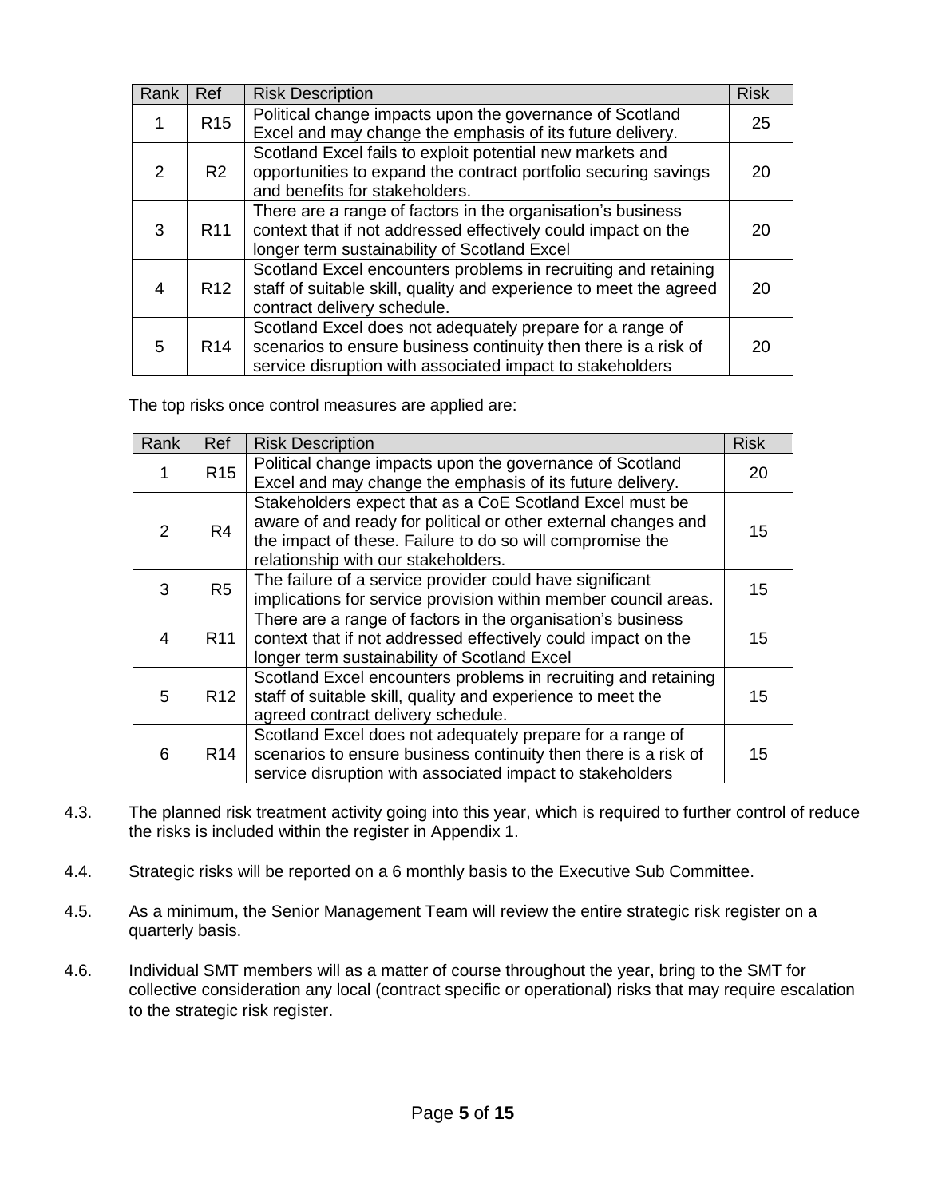| Rank | Ref | Risk Description | Risk |
|---|---|---|---|
| 1 | R15 | Political change impacts upon the governance of Scotland Excel and may change the emphasis of its future delivery. | 25 |
| 2 | R2 | Scotland Excel fails to exploit potential new markets and opportunities to expand the contract portfolio securing savings and benefits for stakeholders. | 20 |
| 3 | R11 | There are a range of factors in the organisation's business context that if not addressed effectively could impact on the longer term sustainability of Scotland Excel | 20 |
| 4 | R12 | Scotland Excel encounters problems in recruiting and retaining staff of suitable skill, quality and experience to meet the agreed contract delivery schedule. | 20 |
| 5 | R14 | Scotland Excel does not adequately prepare for a range of scenarios to ensure business continuity then there is a risk of service disruption with associated impact to stakeholders | 20 |

The top risks once control measures are applied are:

| Rank | Ref | Risk Description | Risk |
|---|---|---|---|
| 1 | R15 | Political change impacts upon the governance of Scotland Excel and may change the emphasis of its future delivery. | 20 |
| 2 | R4 | Stakeholders expect that as a CoE Scotland Excel must be aware of and ready for political or other external changes and the impact of these. Failure to do so will compromise the relationship with our stakeholders. | 15 |
| 3 | R5 | The failure of a service provider could have significant implications for service provision within member council areas. | 15 |
| 4 | R11 | There are a range of factors in the organisation's business context that if not addressed effectively could impact on the longer term sustainability of Scotland Excel | 15 |
| 5 | R12 | Scotland Excel encounters problems in recruiting and retaining staff of suitable skill, quality and experience to meet the agreed contract delivery schedule. | 15 |
| 6 | R14 | Scotland Excel does not adequately prepare for a range of scenarios to ensure business continuity then there is a risk of service disruption with associated impact to stakeholders | 15 |

4.3. The planned risk treatment activity going into this year, which is required to further control of reduce the risks is included within the register in Appendix 1.

4.4. Strategic risks will be reported on a 6 monthly basis to the Executive Sub Committee.

4.5. As a minimum, the Senior Management Team will review the entire strategic risk register on a quarterly basis.

4.6. Individual SMT members will as a matter of course throughout the year, bring to the SMT for collective consideration any local (contract specific or operational) risks that may require escalation to the strategic risk register.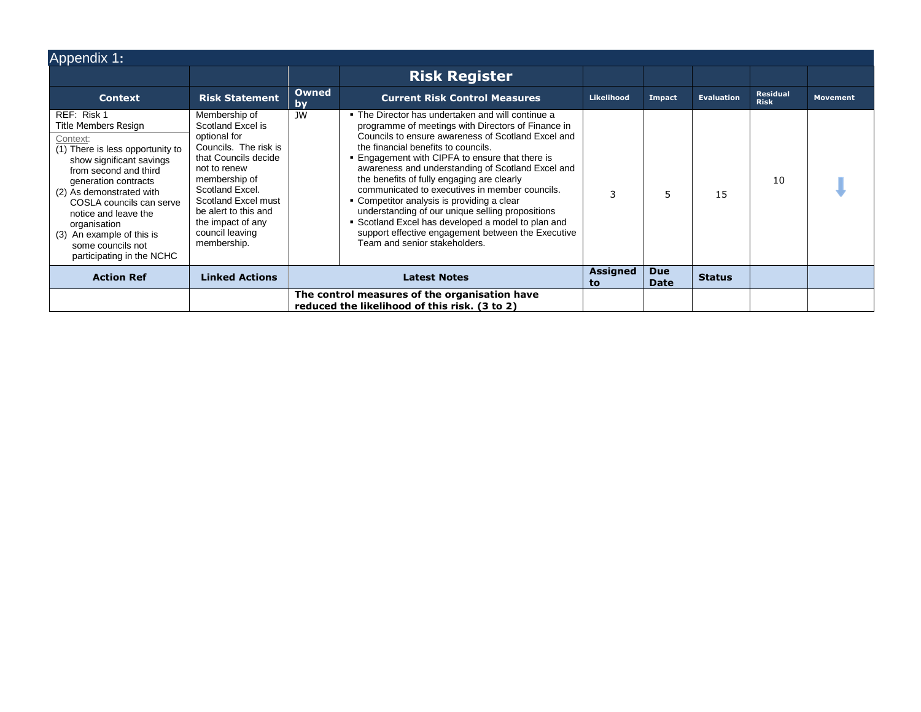Appendix 1:

| | | | **Risk Register** | | | | | |
|---|---|---|---|---|---|---|---|---|
| **Context** | **Risk Statement** | **Owned by** | **Current Risk Control Measures** | **Likelihood** | **Impact** | **Evaluation** | **Residual Risk** | **Movement** |
| REF: Risk 1<br>Title Members Resign<br>Context:<br>(1) There is less opportunity to show significant savings from second and third generation contracts<br>(2) As demonstrated with COSLA councils can serve notice and leave the organisation<br>(3) An example of this is some councils not participating in the NCHC | Membership of Scotland Excel is optional for Councils. The risk is that Councils decide not to renew membership of Scotland Excel. Scotland Excel must be alert to this and the impact of any council leaving membership. | JW | ▪ The Director has undertaken and will continue a programme of meetings with Directors of Finance in Councils to ensure awareness of Scotland Excel and the financial benefits to councils.<br>▪ Engagement with CIPFA to ensure that there is awareness and understanding of Scotland Excel and the benefits of fully engaging are clearly communicated to executives in member councils.<br>▪ Competitor analysis is providing a clear understanding of our unique selling propositions<br>▪ Scotland Excel has developed a model to plan and support effective engagement between the Executive Team and senior stakeholders. | 3 | 5 | 15 | 10 | ↓ |
| **Action Ref** | **Linked Actions** | **Latest Notes** | | **Assigned to** | **Due Date** | **Status** | | |
| | | **The control measures of the organisation have reduced the likelihood of this risk. (3 to 2)** | | | | | | |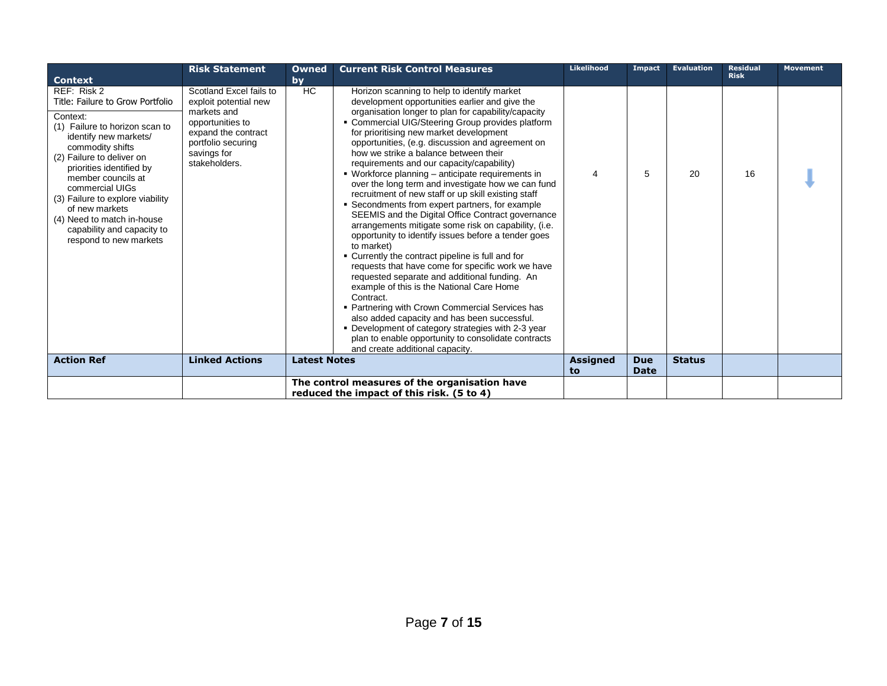| Context | Risk Statement | Owned by | Current Risk Control Measures | Likelihood | Impact | Evaluation | Residual Risk | Movement |
|---|---|---|---|---|---|---|---|---|
| REF: Risk 2<br>Title: Failure to Grow Portfolio<br><br>Context:<br>(1) Failure to horizon scan to identify new markets/ commodity shifts<br>(2) Failure to deliver on priorities identified by member councils at commercial UIGs<br>(3) Failure to explore viability of new markets<br>(4) Need to match in-house capability and capacity to respond to new markets | Scotland Excel fails to exploit potential new markets and opportunities to expand the contract portfolio securing savings for stakeholders. | HC | Horizon scanning to help to identify market development opportunities earlier and give the organisation longer to plan for capability/capacity<br>▪ Commercial UIG/Steering Group provides platform for prioritising new market development opportunities, (e.g. discussion and agreement on how we strike a balance between their requirements and our capacity/capability)<br>▪ Workforce planning – anticipate requirements in over the long term and investigate how we can fund recruitment of new staff or up skill existing staff<br>▪ Secondments from expert partners, for example SEEMIS and the Digital Office Contract governance arrangements mitigate some risk on capability, (i.e. opportunity to identify issues before a tender goes to market)<br>▪ Currently the contract pipeline is full and for requests that have come for specific work we have requested separate and additional funding. An example of this is the National Care Home Contract.<br>▪ Partnering with Crown Commercial Services has also added capacity and has been successful.<br>▪ Development of category strategies with 2-3 year plan to enable opportunity to consolidate contracts and create additional capacity. | 4 | 5 | 20 | 16 | ↓ |
| **Action Ref** | **Linked Actions** | **Latest Notes** | | **Assigned to** | **Due Date** | **Status** | | |
| | | **The control measures of the organisation have reduced the impact of this risk. (5 to 4)** | | | | | | |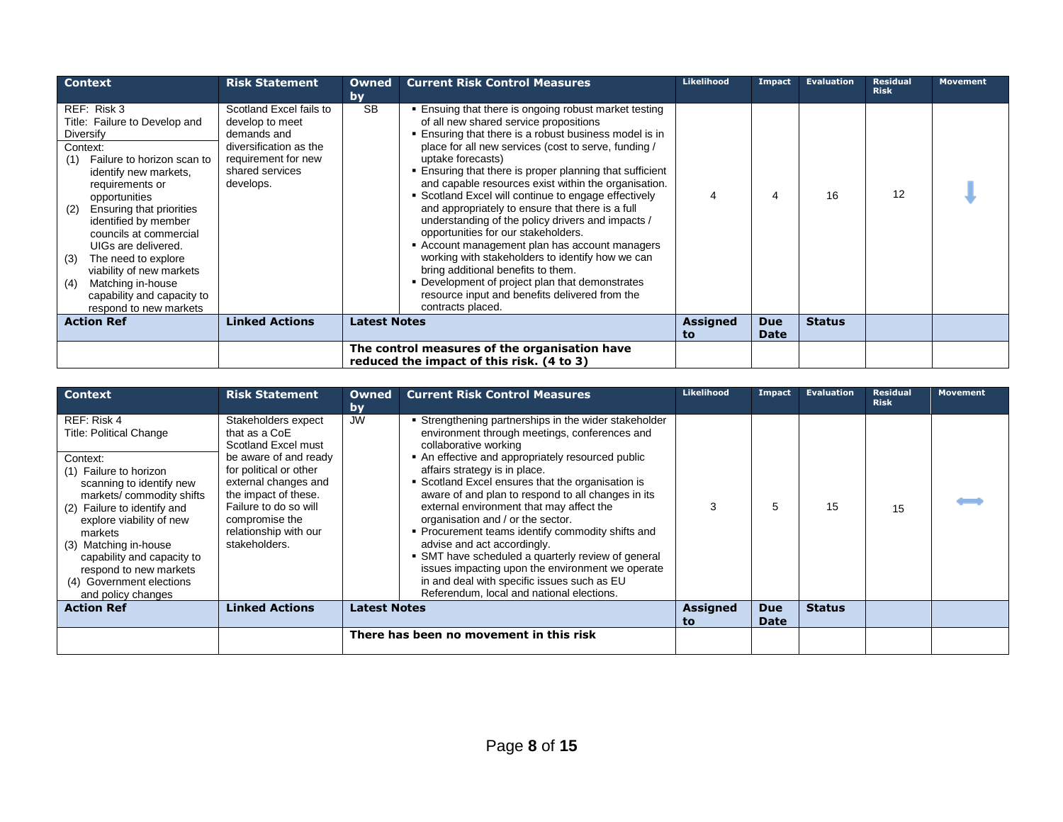| Context | Risk Statement | Owned by | Current Risk Control Measures | Likelihood | Impact | Evaluation | Residual Risk | Movement |
|---|---|---|---|---|---|---|---|---|
| REF: Risk 3<br>Title: Failure to Develop and Diversify<br>Context:<br>(1) Failure to horizon scan to identify new markets, requirements or opportunities<br>(2) Ensuring that priorities identified by member councils at commercial UIGs are delivered.<br>(3) The need to explore viability of new markets<br>(4) Matching in-house capability and capacity to respond to new markets | Scotland Excel fails to develop to meet demands and diversification as the requirement for new shared services develops. | SB | ▪ Ensuring that there is ongoing robust market testing of all new shared service propositions<br>▪ Ensuring that there is a robust business model is in place for all new services (cost to serve, funding / uptake forecasts)<br>▪ Ensuring that there is proper planning that sufficient and capable resources exist within the organisation.<br>▪ Scotland Excel will continue to engage effectively and appropriately to ensure that there is a full understanding of the policy drivers and impacts / opportunities for our stakeholders.<br>▪ Account management plan has account managers working with stakeholders to identify how we can bring additional benefits to them.<br>▪ Development of project plan that demonstrates resource input and benefits delivered from the contracts placed. | 4 | 4 | 16 | 12 | ↓ |
| **Action Ref** | **Linked Actions** | **Latest Notes** | | **Assigned to** | **Due Date** | **Status** | | |
| | | **The control measures of the organisation have reduced the impact of this risk. (4 to 3)** | | | | | | |

| Context | Risk Statement | Owned by | Current Risk Control Measures | Likelihood | Impact | Evaluation | Residual Risk | Movement |
|---|---|---|---|---|---|---|---|---|
| REF: Risk 4<br>Title: Political Change<br>Context:<br>(1) Failure to horizon scanning to identify new markets/ commodity shifts<br>(2) Failure to identify and explore viability of new markets<br>(3) Matching in-house capability and capacity to respond to new markets<br>(4) Government elections and policy changes | Stakeholders expect that as a CoE Scotland Excel must be aware of and ready for political or other external changes and the impact of these. Failure to do so will compromise the relationship with our stakeholders. | JW | ▪ Strengthening partnerships in the wider stakeholder environment through meetings, conferences and collaborative working<br>▪ An effective and appropriately resourced public affairs strategy is in place.<br>▪ Scotland Excel ensures that the organisation is aware of and plan to respond to all changes in its external environment that may affect the organisation and / or the sector.<br>▪ Procurement teams identify commodity shifts and advise and act accordingly.<br>▪ SMT have scheduled a quarterly review of general issues impacting upon the environment we operate in and deal with specific issues such as EU Referendum, local and national elections. | 3 | 5 | 15 | 15 | ↔ |
| **Action Ref** | **Linked Actions** | **Latest Notes** | | **Assigned to** | **Due Date** | **Status** | | |
| | | **There has been no movement in this risk** | | | | | | |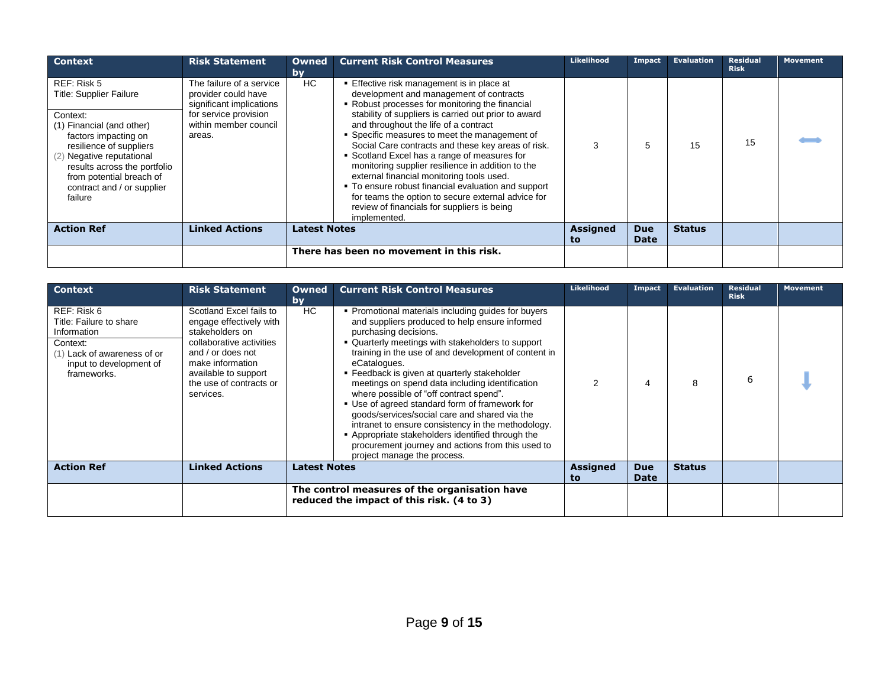| Context | Risk Statement | Owned by | Current Risk Control Measures | Likelihood | Impact | Evaluation | Residual Risk | Movement |
|---|---|---|---|---|---|---|---|---|
| REF: Risk 5<br>Title: Supplier Failure<br><br>Context:<br>(1) Financial (and other) factors impacting on resilience of suppliers<br>(2) Negative reputational results across the portfolio from potential breach of contract and / or supplier failure | The failure of a service provider could have significant implications for service provision within member council areas. | HC | ▪ Effective risk management is in place at development and management of contracts<br>▪ Robust processes for monitoring the financial stability of suppliers is carried out prior to award and throughout the life of a contract<br>▪ Specific measures to meet the management of Social Care contracts and these key areas of risk.<br>▪ Scotland Excel has a range of measures for monitoring supplier resilience in addition to the external financial monitoring tools used.<br>▪ To ensure robust financial evaluation and support for teams the option to secure external advice for review of financials for suppliers is being implemented. | 3 | 5 | 15 | 15 | ⬌ |
| **Action Ref** | **Linked Actions** | **Latest Notes** | | **Assigned to** | **Due Date** | **Status** | | |
| | | **There has been no movement in this risk.** | | | | | | |

| Context | Risk Statement | Owned by | Current Risk Control Measures | Likelihood | Impact | Evaluation | Residual Risk | Movement |
|---|---|---|---|---|---|---|---|---|
| REF: Risk 6<br>Title: Failure to share Information<br><br>Context:<br>(1) Lack of awareness of or input to development of frameworks. | Scotland Excel fails to engage effectively with stakeholders on collaborative activities and / or does not make information available to support the use of contracts or services. | HC | ▪ Promotional materials including guides for buyers and suppliers produced to help ensure informed purchasing decisions.<br>▪ Quarterly meetings with stakeholders to support training in the use of and development of content in eCatalogues.<br>▪ Feedback is given at quarterly stakeholder meetings on spend data including identification where possible of "off contract spend".<br>▪ Use of agreed standard form of framework for goods/services/social care and shared via the intranet to ensure consistency in the methodology.<br>▪ Appropriate stakeholders identified through the procurement journey and actions from this used to project manage the process. | 2 | 4 | 8 | 6 | ⬇ |
| **Action Ref** | **Linked Actions** | **Latest Notes** | | **Assigned to** | **Due Date** | **Status** | | |
| | | **The control measures of the organisation have reduced the impact of this risk. (4 to 3)** | | | | | | |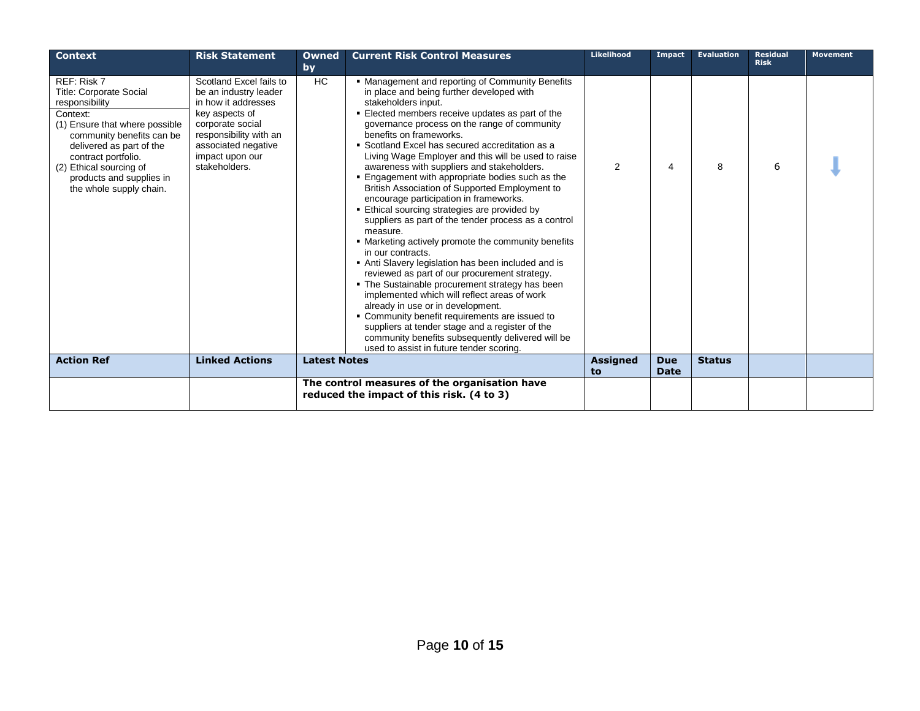| Context | Risk Statement | Owned by | Current Risk Control Measures | Likelihood | Impact | Evaluation | Residual Risk | Movement |
|---|---|---|---|---|---|---|---|---|
| REF: Risk 7<br>Title: Corporate Social responsibility<br>Context:<br>(1) Ensure that where possible community benefits can be delivered as part of the contract portfolio.<br>(2) Ethical sourcing of products and supplies in the whole supply chain. | Scotland Excel fails to be an industry leader in how it addresses key aspects of corporate social responsibility with an associated negative impact upon our stakeholders. | HC | ▪ Management and reporting of Community Benefits in place and being further developed with stakeholders input.<br>▪ Elected members receive updates as part of the governance process on the range of community benefits on frameworks.<br>▪ Scotland Excel has secured accreditation as a Living Wage Employer and this will be used to raise awareness with suppliers and stakeholders.<br>▪ Engagement with appropriate bodies such as the British Association of Supported Employment to encourage participation in frameworks.<br>▪ Ethical sourcing strategies are provided by suppliers as part of the tender process as a control measure.<br>▪ Marketing actively promote the community benefits in our contracts.<br>▪ Anti Slavery legislation has been included and is reviewed as part of our procurement strategy.<br>▪ The Sustainable procurement strategy has been implemented which will reflect areas of work already in use or in development.<br>▪ Community benefit requirements are issued to suppliers at tender stage and a register of the community benefits subsequently delivered will be used to assist in future tender scoring. | 2 | 4 | 8 | 6 | ↓ |
| **Action Ref** | **Linked Actions** | **Latest Notes** | | **Assigned to** | **Due Date** | **Status** | | |
| | | **The control measures of the organisation have reduced the impact of this risk. (4 to 3)** | | | | | | |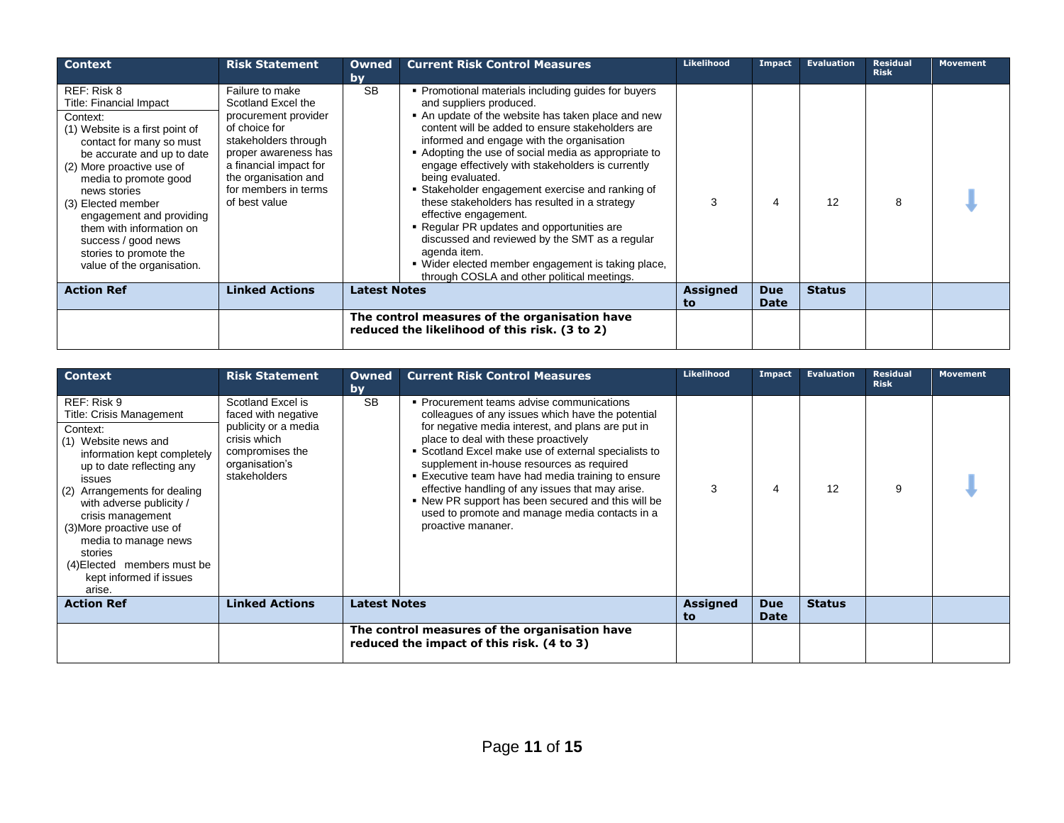| Context | Risk Statement | Owned by | Current Risk Control Measures | Likelihood | Impact | Evaluation | Residual Risk | Movement |
|---|---|---|---|---|---|---|---|---|
| REF: Risk 8<br>Title: Financial Impact<br>Context:<br>(1) Website is a first point of contact for many so must be accurate and up to date<br>(2) More proactive use of media to promote good news stories<br>(3) Elected member engagement and providing them with information on success / good news stories to promote the value of the organisation. | Failure to make Scotland Excel the procurement provider of choice for stakeholders through proper awareness has a financial impact for the organisation and for members in terms of best value | SB | ▪ Promotional materials including guides for buyers and suppliers produced.<br>▪ An update of the website has taken place and new content will be added to ensure stakeholders are informed and engage with the organisation<br>▪ Adopting the use of social media as appropriate to engage effectively with stakeholders is currently being evaluated.<br>▪ Stakeholder engagement exercise and ranking of these stakeholders has resulted in a strategy effective engagement.<br>▪ Regular PR updates and opportunities are discussed and reviewed by the SMT as a regular agenda item.<br>▪ Wider elected member engagement is taking place, through COSLA and other political meetings. | 3 | 4 | 12 | 8 | ↓ |
| **Action Ref** | **Linked Actions** | **Latest Notes** | | **Assigned to** | **Due Date** | **Status** | | |
| | | **The control measures of the organisation have reduced the likelihood of this risk. (3 to 2)** | | | | | | |

| Context | Risk Statement | Owned by | Current Risk Control Measures | Likelihood | Impact | Evaluation | Residual Risk | Movement |
|---|---|---|---|---|---|---|---|---|
| REF: Risk 9<br>Title: Crisis Management<br>Context:<br>(1) Website news and information kept completely up to date reflecting any issues<br>(2) Arrangements for dealing with adverse publicity / crisis management<br>(3)More proactive use of media to manage news stories<br>(4)Elected members must be kept informed if issues arise. | Scotland Excel is faced with negative publicity or a media crisis which compromises the organisation's stakeholders | SB | ▪ Procurement teams advise communications colleagues of any issues which have the potential for negative media interest, and plans are put in place to deal with these proactively<br>▪ Scotland Excel make use of external specialists to supplement in-house resources as required<br>▪ Executive team have had media training to ensure effective handling of any issues that may arise.<br>▪ New PR support has been secured and this will be used to promote and manage media contacts in a proactive mananer. | 3 | 4 | 12 | 9 | ↓ |
| **Action Ref** | **Linked Actions** | **Latest Notes** | | **Assigned to** | **Due Date** | **Status** | | |
| | | **The control measures of the organisation have reduced the impact of this risk. (4 to 3)** | | | | | | |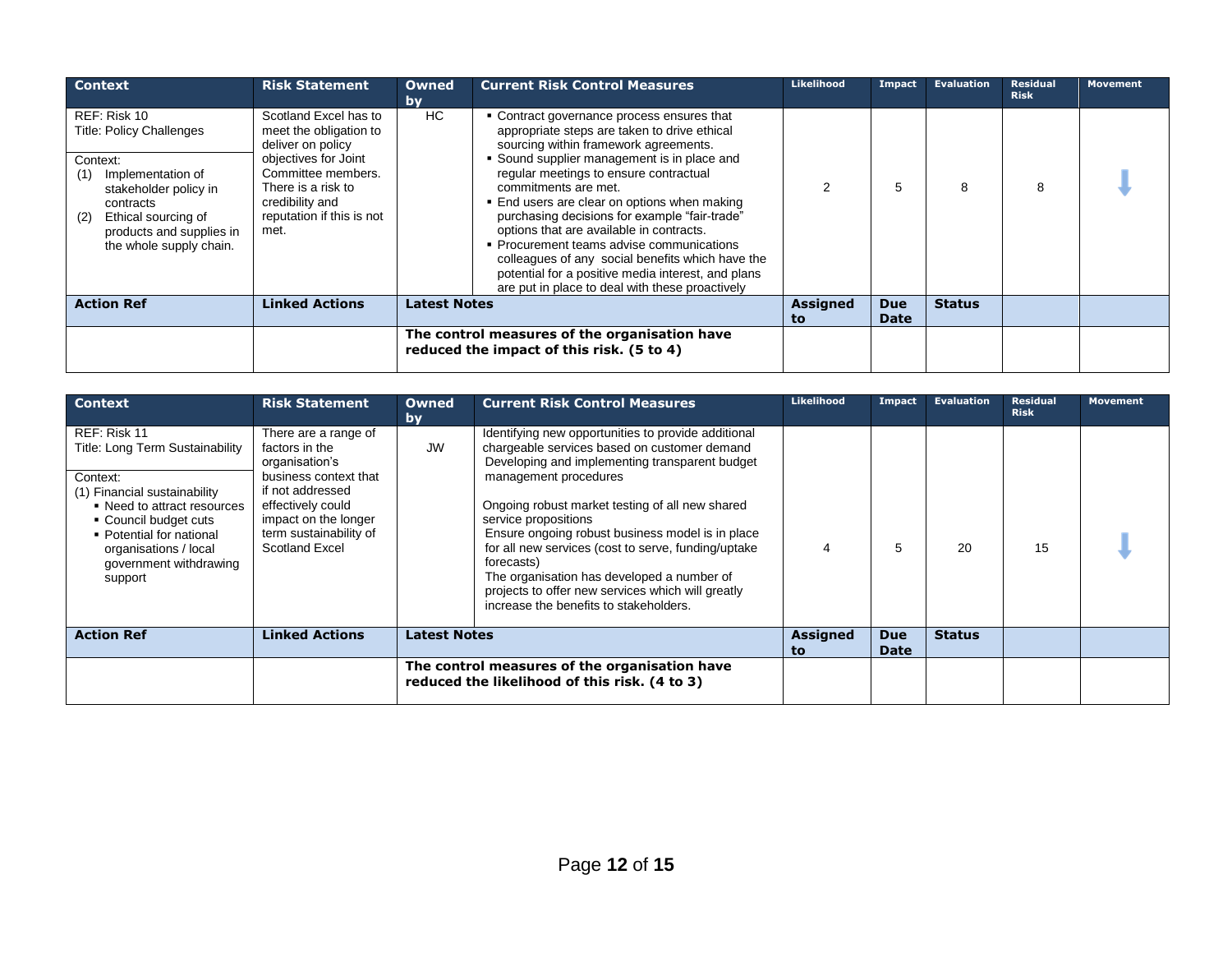| Context | Risk Statement | Owned by | Current Risk Control Measures | Likelihood | Impact | Evaluation | Residual Risk | Movement |
|---|---|---|---|---|---|---|---|---|
| REF: Risk 10<br>Title: Policy Challenges<br><br>Context:<br>(1) Implementation of stakeholder policy in contracts<br>(2) Ethical sourcing of products and supplies in the whole supply chain. | Scotland Excel has to meet the obligation to deliver on policy objectives for Joint Committee members. There is a risk to credibility and reputation if this is not met. | HC | ▪ Contract governance process ensures that appropriate steps are taken to drive ethical sourcing within framework agreements.<br>▪ Sound supplier management is in place and regular meetings to ensure contractual commitments are met.<br>▪ End users are clear on options when making purchasing decisions for example "fair-trade" options that are available in contracts.<br>▪ Procurement teams advise communications colleagues of any social benefits which have the potential for a positive media interest, and plans are put in place to deal with these proactively | 2 | 5 | 8 | 8 | ↓ |
| **Action Ref** | **Linked Actions** | **Latest Notes** | | **Assigned to** | **Due Date** | **Status** | | |
| | | **The control measures of the organisation have reduced the impact of this risk. (5 to 4)** | | | | | | |

| Context | Risk Statement | Owned by | Current Risk Control Measures | Likelihood | Impact | Evaluation | Residual Risk | Movement |
|---|---|---|---|---|---|---|---|---|
| REF: Risk 11<br>Title: Long Term Sustainability<br><br>Context:<br>(1) Financial sustainability<br>▪ Need to attract resources<br>▪ Council budget cuts<br>▪ Potential for national organisations / local government withdrawing support | There are a range of factors in the organisation's business context that if not addressed effectively could impact on the longer term sustainability of Scotland Excel | JW | Identifying new opportunities to provide additional chargeable services based on customer demand<br>Developing and implementing transparent budget management procedures<br><br>Ongoing robust market testing of all new shared service propositions<br>Ensure ongoing robust business model is in place for all new services (cost to serve, funding/uptake forecasts)<br>The organisation has developed a number of projects to offer new services which will greatly increase the benefits to stakeholders. | 4 | 5 | 20 | 15 | ↓ |
| **Action Ref** | **Linked Actions** | **Latest Notes** | | **Assigned to** | **Due Date** | **Status** | | |
| | | **The control measures of the organisation have reduced the likelihood of this risk. (4 to 3)** | | | | | | |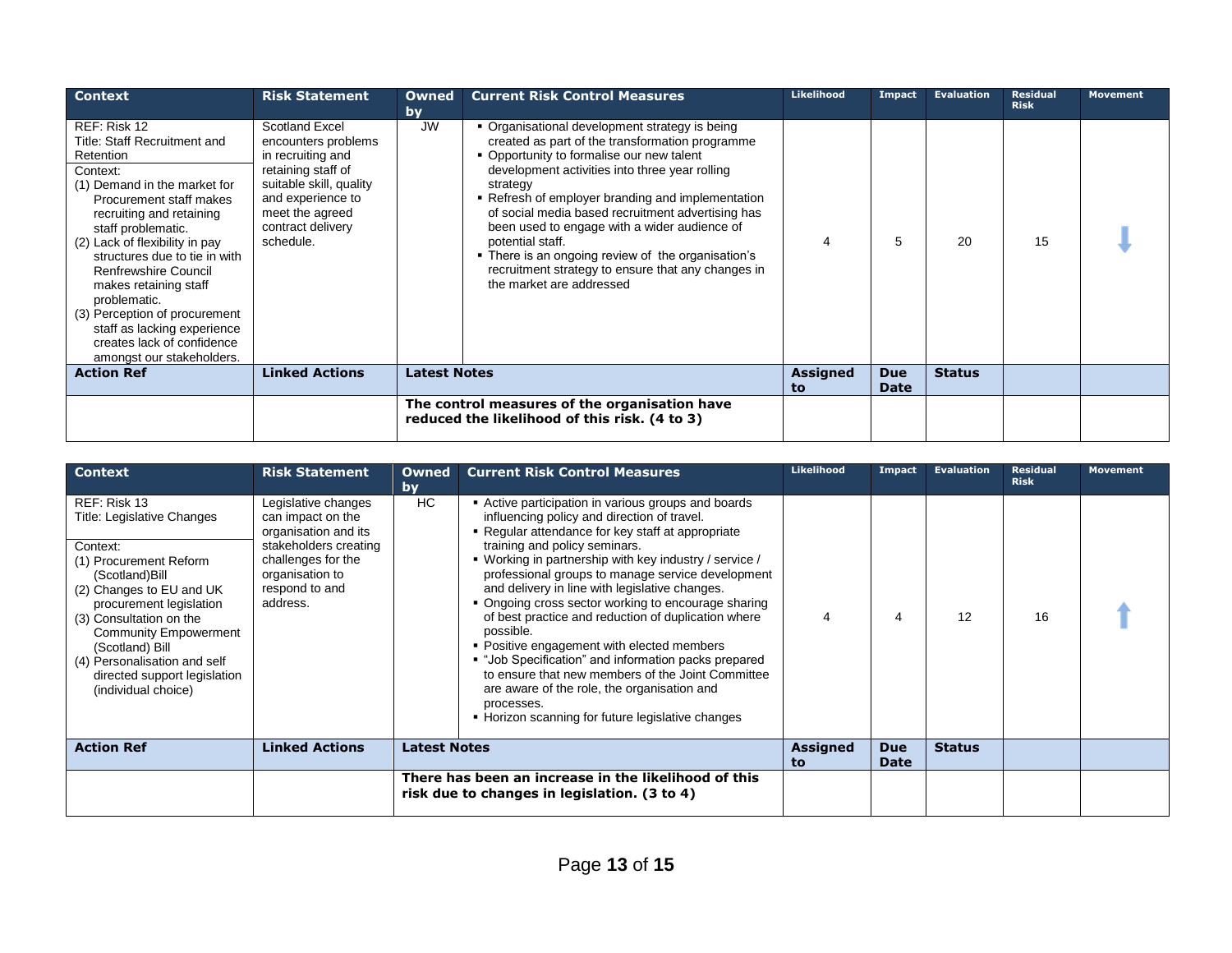| Context | Risk Statement | Owned by | Current Risk Control Measures | Likelihood | Impact | Evaluation | Residual Risk | Movement |
|---|---|---|---|---|---|---|---|---|
| REF: Risk 12<br>Title: Staff Recruitment and Retention<br>Context:<br>(1) Demand in the market for Procurement staff makes recruiting and retaining staff problematic.<br>(2) Lack of flexibility in pay structures due to tie in with Renfrewshire Council makes retaining staff problematic.<br>(3) Perception of procurement staff as lacking experience creates lack of confidence amongst our stakeholders. | Scotland Excel encounters problems in recruiting and retaining staff of suitable skill, quality and experience to meet the agreed contract delivery schedule. | JW | ▪ Organisational development strategy is being created as part of the transformation programme<br>▪ Opportunity to formalise our new talent development activities into three year rolling strategy<br>▪ Refresh of employer branding and implementation of social media based recruitment advertising has been used to engage with a wider audience of potential staff.<br>▪ There is an ongoing review of the organisation's recruitment strategy to ensure that any changes in the market are addressed | 4 | 5 | 20 | 15 | ⬇ |
| **Action Ref** | **Linked Actions** | **Latest Notes** | | **Assigned to** | **Due Date** | **Status** | | |
| | | **The control measures of the organisation have reduced the likelihood of this risk. (4 to 3)** | | | | | | |

| Context | Risk Statement | Owned by | Current Risk Control Measures | Likelihood | Impact | Evaluation | Residual Risk | Movement |
|---|---|---|---|---|---|---|---|---|
| REF: Risk 13<br>Title: Legislative Changes<br>Context:<br>(1) Procurement Reform (Scotland)Bill<br>(2) Changes to EU and UK procurement legislation<br>(3) Consultation on the Community Empowerment (Scotland) Bill<br>(4) Personalisation and self directed support legislation (individual choice) | Legislative changes can impact on the organisation and its stakeholders creating challenges for the organisation to respond to and address. | HC | ▪ Active participation in various groups and boards influencing policy and direction of travel.<br>▪ Regular attendance for key staff at appropriate training and policy seminars.<br>▪ Working in partnership with key industry / service / professional groups to manage service development and delivery in line with legislative changes.<br>▪ Ongoing cross sector working to encourage sharing of best practice and reduction of duplication where possible.<br>▪ Positive engagement with elected members<br>▪ "Job Specification" and information packs prepared to ensure that new members of the Joint Committee are aware of the role, the organisation and processes.<br>▪ Horizon scanning for future legislative changes | 4 | 4 | 12 | 16 | ⬆ |
| **Action Ref** | **Linked Actions** | **Latest Notes** | | **Assigned to** | **Due Date** | **Status** | | |
| | | **There has been an increase in the likelihood of this risk due to changes in legislation. (3 to 4)** | | | | | | |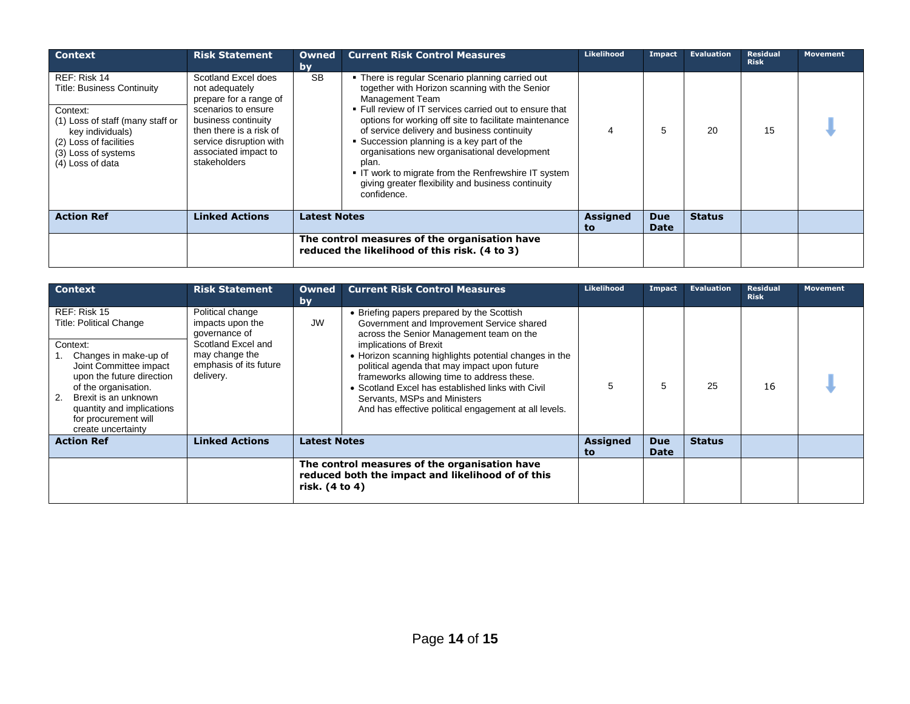| Context | Risk Statement | Owned by | Current Risk Control Measures | Likelihood | Impact | Evaluation | Residual Risk | Movement |
|---|---|---|---|---|---|---|---|---|
| REF: Risk 14<br>Title: Business Continuity<br><br>Context:<br>(1) Loss of staff (many staff or key individuals)<br>(2) Loss of facilities<br>(3) Loss of systems<br>(4) Loss of data | Scotland Excel does not adequately prepare for a range of scenarios to ensure business continuity then there is a risk of service disruption with associated impact to stakeholders | SB | ▪ There is regular Scenario planning carried out together with Horizon scanning with the Senior Management Team<br>▪ Full review of IT services carried out to ensure that options for working off site to facilitate maintenance of service delivery and business continuity<br>▪ Succession planning is a key part of the organisations new organisational development plan.<br>▪ IT work to migrate from the Renfrewshire IT system giving greater flexibility and business continuity confidence. | 4 | 5 | 20 | 15 | ↓ |
| **Action Ref** | **Linked Actions** | **Latest Notes** | | **Assigned to** | **Due Date** | **Status** | | |
| | | **The control measures of the organisation have reduced the likelihood of this risk. (4 to 3)** | | | | | | |

| Context | Risk Statement | Owned by | Current Risk Control Measures | Likelihood | Impact | Evaluation | Residual Risk | Movement |
|---|---|---|---|---|---|---|---|---|
| REF: Risk 15<br>Title: Political Change<br><br>Context:<br>1. Changes in make-up of Joint Committee impact upon the future direction of the organisation.<br>2. Brexit is an unknown quantity and implications for procurement will create uncertainty | Political change impacts upon the governance of Scotland Excel and may change the emphasis of its future delivery. | JW | • Briefing papers prepared by the Scottish Government and Improvement Service shared across the Senior Management team on the implications of Brexit<br>• Horizon scanning highlights potential changes in the political agenda that may impact upon future frameworks allowing time to address these.<br>• Scotland Excel has established links with Civil Servants, MSPs and Ministers And has effective political engagement at all levels. | 5 | 5 | 25 | 16 | ↓ |
| **Action Ref** | **Linked Actions** | **Latest Notes** | | **Assigned to** | **Due Date** | **Status** | | |
| | | **The control measures of the organisation have reduced both the impact and likelihood of of this risk. (4 to 4)** | | | | | | |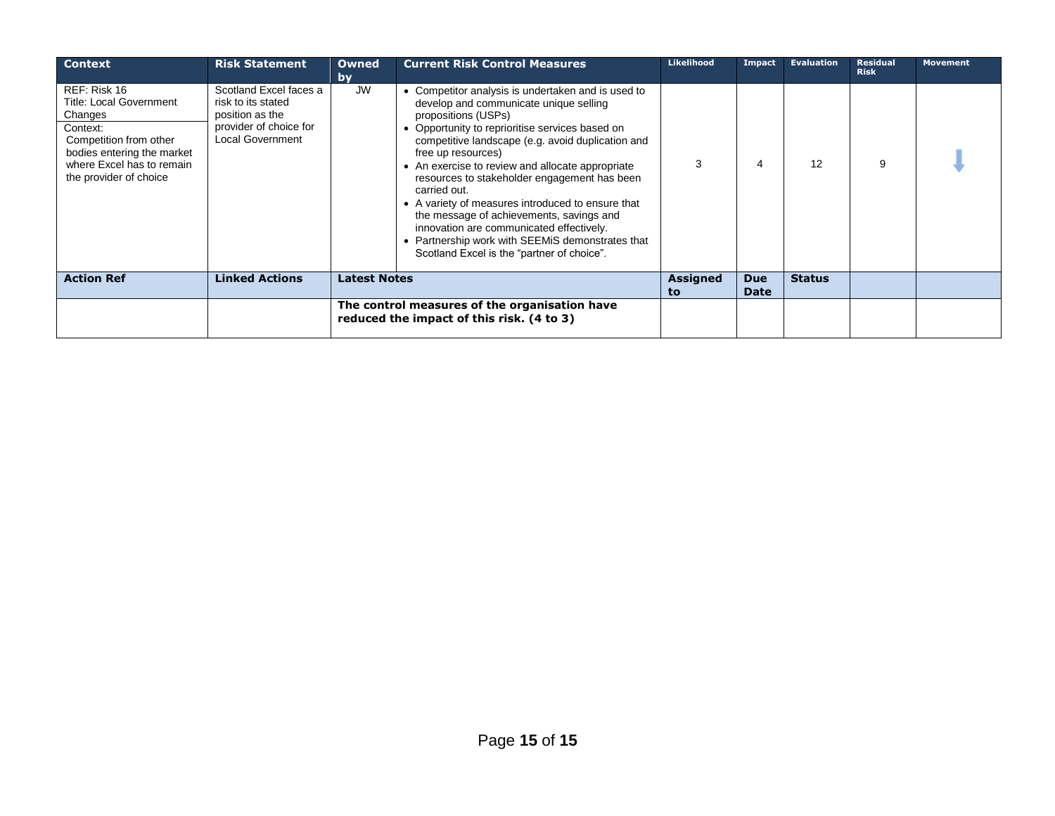| Context | Risk Statement | Owned by | Current Risk Control Measures | Likelihood | Impact | Evaluation | Residual Risk | Movement |
|---|---|---|---|---|---|---|---|---|
| REF: Risk 16<br>Title: Local Government Changes<br>Context:<br>Competition from other bodies entering the market where Excel has to remain the provider of choice | Scotland Excel faces a risk to its stated position as the provider of choice for Local Government | JW | • Competitor analysis is undertaken and is used to develop and communicate unique selling propositions (USPs)<br>• Opportunity to reprioritise services based on competitive landscape (e.g. avoid duplication and free up resources)<br>• An exercise to review and allocate appropriate resources to stakeholder engagement has been carried out.<br>• A variety of measures introduced to ensure that the message of achievements, savings and innovation are communicated effectively.<br>• Partnership work with SEEMiS demonstrates that Scotland Excel is the "partner of choice". | 3 | 4 | 12 | 9 | ⬇ |
| **Action Ref** | **Linked Actions** | **Latest Notes** | | **Assigned to** | **Due Date** | **Status** | | |
| | | **The control measures of the organisation have reduced the impact of this risk. (4 to 3)** | | | | | | |